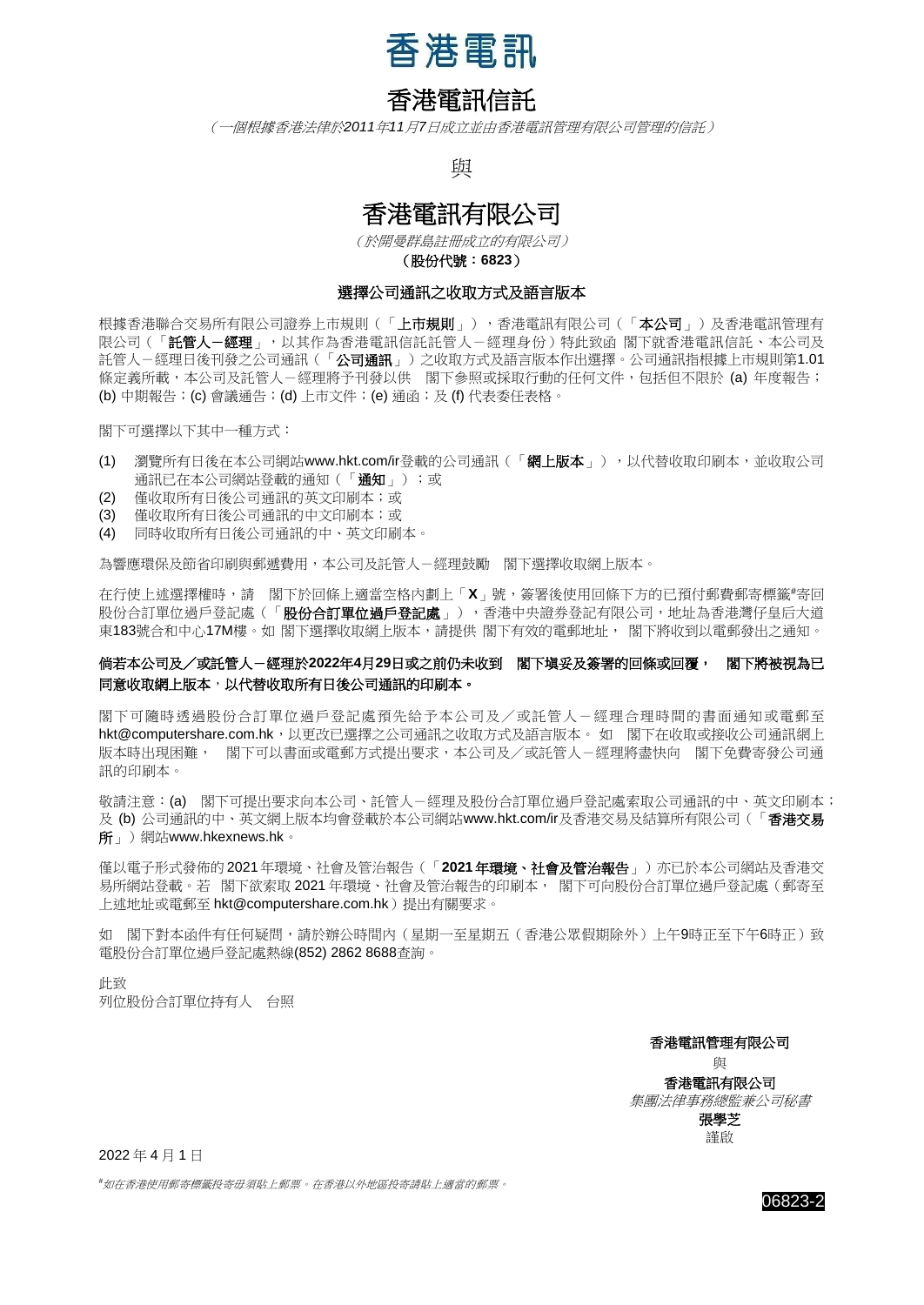# 香港電訊

# 香港電訊信託

*（一個根據香港法律於2011年11月7日成立並由香港電訊管理有限公司管理的信託）*

與

# 香港電訊有限公司

*（於開曼群島註冊成立的有限公司）*

**（股份代號：6823）**

**選擇公司通訊之收取方式及語言版本**

根據香港聯合交易所有限公司證券上市規則（「**上市規則**」），香港電訊有限公司（「**本公司**」）及香港電訊管理有限公司（「**託管人－經理**」，以其作為香港電訊信託託管人－經理身份）特此致函 閣下就香港電訊信託、本公司及託管人－經理日後刊發之公司通訊（「**公司通訊**」）之收取方式及語言版本作出選擇。公司通訊指根據上市規則第1.01條定義所載，本公司及託管人－經理將予刊發以供 閣下參照或採取行動的任何文件，包括但不限於 (a) 年度報告；(b) 中期報告；(c) 會議通告；(d) 上市文件；(e) 通函；及 (f) 代表委任表格。

閣下可選擇以下其中一種方式：

(1) 瀏覽所有日後在本公司網站www.hkt.com/ir登載的公司通訊（「**網上版本**」），以代替收取印刷本，並收取公司通訊已在本公司網站登載的通知（「**通知**」）；或
(2) 僅收取所有日後公司通訊的英文印刷本；或
(3) 僅收取所有日後公司通訊的中文印刷本；或
(4) 同時收取所有日後公司通訊的中、英文印刷本。

為響應環保及節省印刷與郵遞費用，本公司及託管人－經理鼓勵 閣下選擇收取網上版本。

在行使上述選擇權時，請 閣下於回條上適當空格內劃上「**X**」號，簽署後使用回條下方的已預付郵費郵寄標籤#寄回股份合訂單位過戶登記處（「**股份合訂單位過戶登記處**」），香港中央證券登記有限公司，地址為香港灣仔皇后大道東183號合和中心17M樓。如 閣下選擇收取網上版本，請提供 閣下有效的電郵地址， 閣下將收到以電郵發出之通知。

**倘若本公司及╱或託管人－經理於2022年4月29日或之前仍未收到 閣下填妥及簽署的回條或回覆， 閣下將被視為已同意收取網上版本，以代替收取所有日後公司通訊的印刷本。**

閣下可隨時透過股份合訂單位過戶登記處預先給予本公司及╱或託管人－經理合理時間的書面通知或電郵至hkt@computershare.com.hk，以更改已選擇之公司通訊之收取方式及語言版本。如 閣下在收取或接收公司通訊網上版本時出現困難， 閣下可以書面或電郵方式提出要求，本公司及╱或託管人－經理將盡快向 閣下免費寄發公司通訊的印刷本。

敬請注意：(a) 閣下可提出要求向本公司、託管人－經理及股份合訂單位過戶登記處索取公司通訊的中、英文印刷本；及 (b) 公司通訊的中、英文網上版本均會登載於本公司網站www.hkt.com/ir及香港交易及結算所有限公司（「**香港交易所**」）網站www.hkexnews.hk。

僅以電子形式發佈的2021年環境、社會及管治報告（「**2021年環境、社會及管治報告**」）亦已於本公司網站及香港交易所網站登載。若 閣下欲索取2021年環境、社會及管治報告的印刷本， 閣下可向股份合訂單位過戶登記處（郵寄至上述地址或電郵至 hkt@computershare.com.hk）提出有關要求。

如 閣下對本函件有任何疑問，請於辦公時間內（星期一至星期五（香港公眾假期除外）上午9時正至下午6時正）致電股份合訂單位過戶登記處熱線(852) 2862 8688查詢。

此致

列位股份合訂單位持有人 台照

**香港電訊管理有限公司**

與

**香港電訊有限公司**

*集團法律事務總監兼公司秘書*

**張學芝**

謹啟

2022年4月1日

#*如在香港使用郵寄標籤投寄毋須貼上郵票。在香港以外地區投寄請貼上適當的郵票。*

06823-2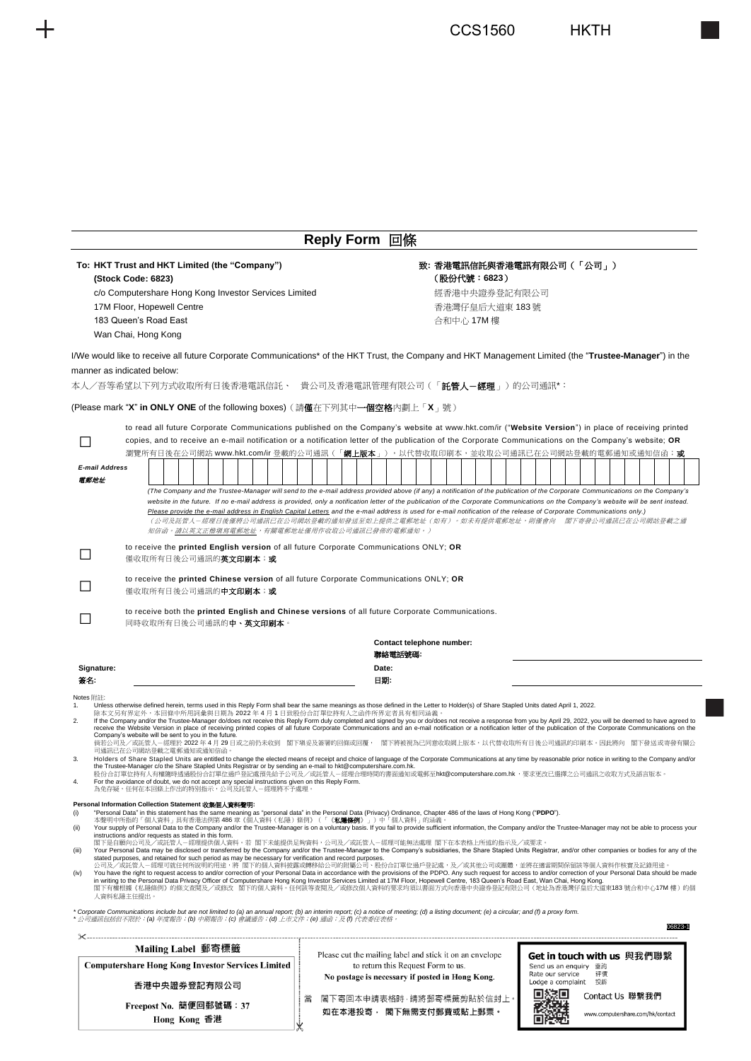# Reply Form 回條

**To: HKT Trust and HKT Limited (the "Company")**
**(Stock Code: 6823)**
c/o Computershare Hong Kong Investor Services Limited
17M Floor, Hopewell Centre
183 Queen's Road East
Wan Chai, Hong Kong

**致: 香港電訊信託與香港電訊有限公司(「公司」)**
**(股份代號:6823)**
經香港中央證券登記有限公司
香港灣仔皇后大道東 183 號
合和中心 17M 樓

I/We would like to receive all future Corporate Communications* of the HKT Trust, the Company and HKT Management Limited (the "**Trustee-Manager**") in the manner as indicated below:

本人/吾等希望以下列方式收取所有日後香港電訊信託、 貴公司及香港電訊管理有限公司(「**託管人-經理**」)的公司通訊*:

(Please mark "**X**" **in ONLY ONE** of the following boxes)(請**僅**在下列其中**一個空格**內劃上「**X**」號)

☐ to read all future Corporate Communications published on the Company's website at www.hkt.com/ir ("**Website Version**") in place of receiving printed copies, and to receive an e-mail notification or a notification letter of the publication of the Corporate Communications on the Company's website; **OR**
瀏覽所有日後在公司網站 www.hkt.com/ir 登載的公司通訊(「**網上版本**」),以代替收取印刷本,並收取公司通訊已在公司網站登載的電郵通知或通知信函;**或**

***E-mail Address***
***電郵地址***

*(The Company and the Trustee-Manager will send to the e-mail address provided above (if any) a notification of the publication of the Corporate Communications on the Company's website in the future. If no e-mail address is provided, only a notification letter of the publication of the Corporate Communications on the Company's website will be sent instead. Please provide the e-mail address in English Capital Letters and the e-mail address is used for e-mail notification of the release of Corporate Communications only.)*
*(公司及託管人-經理日後僅將公司通訊已在公司網站登載的通知發送至如上提供之電郵地址(如有)。如未有提供電郵地址,則僅會向 閣下寄發公司通訊已在公司網站登載之通知信函。請以英文正楷填寫電郵地址,有關電郵地址僅用作收取公司通訊已發佈的電郵通知。)*

☐ to receive the **printed English version** of all future Corporate Communications ONLY; **OR**
僅收取所有日後公司通訊的**英文印刷本**;**或**

☐ to receive the **printed Chinese version** of all future Corporate Communications ONLY; **OR**
僅收取所有日後公司通訊的**中文印刷本**;**或**

☐ to receive both the **printed English and Chinese versions** of all future Corporate Communications.
同時收取所有日後公司通訊的**中**、**英文印刷本**。

**Contact telephone number:**
**聯絡電話號碼:**

**Signature:**
**簽名:**

**Date:**
**日期:**

Notes 附註:

1. Unless otherwise defined herein, terms used in this Reply Form shall bear the same meanings as those defined in the Letter to Holder(s) of Share Stapled Units dated April 1, 2022.
除本文另有界定外,本回條中所用詞彙與日期為 2022 年 4 月 1 日致股份合訂單位持有人之函件所界定者具有相同涵義。
2. If the Company and/or the Trustee-Manager do/does not receive this Reply Form duly completed and signed by you or do/does not receive a response from you by April 29, 2022, you will be deemed to have agreed to receive the Website Version in place of receiving printed copies of all future Corporate Communications and an e-mail notification or a notification letter of the publication of the Corporate Communications on the Company's website will be sent to you in the future.
倘若公司及/或託管人-經理於 2022 年 4 月 29 日或之前仍未收到 閣下填妥及簽署的回條或回覆, 閣下將被視為已同意收取網上版本,以代替收取所有日後公司通訊的印刷本。因此將向 閣下發送或寄發有關公司通訊已在公司網站登載之電郵通知或通知信函。
3. Holders of Share Stapled Units are entitled to change the elected means of receipt and choice of language of the Corporate Communications at any time by reasonable prior notice in writing to the Company and/or the Trustee-Manager c/o the Share Stapled Units Registrar or by sending an e-mail to hkt@computershare.com.hk.
股份合訂單位持有人有權隨時透過股份合訂單位過戶登記處預先給予公司及/或託管人-經理合理時間的書面通知或電郵至hkt@computershare.com.hk,要求更改已選擇之公司通訊之收取方式及語言版本。
4. For the avoidance of doubt, we do not accept any special instructions given on this Reply Form.
為免存疑,任何在本回條上作出的特別指示,公司及託管人-經理將不予處理。

**Personal Information Collection Statement 收集個人資料聲明:**

(i) "Personal Data" in this statement has the same meaning as "personal data" in the Personal Data (Privacy) Ordinance, Chapter 486 of the laws of Hong Kong ("**PDPO**").
本聲明中所指的「個人資料」具有香港法例第 486 章《個人資料(私隱)條例》(「《**私隱條例**》」)中「個人資料」的涵義。
(ii) Your supply of Personal Data to the Company and/or the Trustee-Manager is on a voluntary basis. If you fail to provide sufficient information, the Company and/or the Trustee-Manager may not be able to process your instructions and/or requests as stated in this form.
閣下是自願向公司及/或託管人-經理提供個人資料。若 閣下未能提供足夠資料,公司及/或託管人-經理可能無法處理 閣下在本表格上所述的指示及/或要求。
(iii) Your Personal Data may be disclosed or transferred by the Company and/or the Trustee-Manager to the Company's subsidiaries, the Share Stapled Units Registrar, and/or other companies or bodies for any of the stated purposes, and retained for such period as may be necessary for verification and record purposes.
公司及/或託管人-經理可就任何所說明的用途,將 閣下的個人資料披露或轉移給公司的附屬公司、股份合訂單位過戶登記處,及/或其他公司或團體,並將在適當期間保留該等個人資料作核實及記錄用途。
(iv) You have the right to request access to and/or correction of your Personal Data in accordance with the provisions of the PDPO. Any such request for access to and/or correction of your Personal Data should be made in writing to the Personal Data Privacy Officer of Computershare Hong Kong Investor Services Limited at 17M Floor, Hopewell Centre, 183 Queen's Road East, Wan Chai, Hong Kong.
閣下有權根據《私隱條例》的條文查閱及/或修改 閣下的個人資料。任何該等查閱及/或修改個人資料的要求均須以書面方式向香港中央證券登記有限公司(地址為香港灣仔皇后大道東183 號合和中心17M 樓)的個人資料私隱主任提出。

*\* Corporate Communications include but are not limited to (a) an annual report; (b) an interim report; (c) a notice of meeting; (d) a listing document; (e) a circular; and (f) a proxy form.*
*\* 公司通訊包括但不限於:(a) 年度報告;(b) 中期報告;(c) 會議通告;(d) 上市文件;(e) 通函;及 (f) 代表委任表格。*

06823-1

**Mailing Label 郵寄標籤**

**Computershare Hong Kong Investor Services Limited**

**香港中央證券登記有限公司**

**Freepost No. 簡便回郵號碼:37**
**Hong Kong 香港**

Please cut the mailing label and stick it on an envelope to return this Request Form to us.
**No postage is necessary if posted in Hong Kong.**

當 閣下寄回本申請表格時,請將郵寄標籤剪貼於信封上。
**如在本港投寄, 閣下無需支付郵費或貼上郵票。**

**Get in touch with us 與我們聯繫**
Send us an enquiry 查詢
Rate our service 評價
Lodge a complaint 投訴
Contact Us 聯繫我們
www.computershare.com/hk/contact